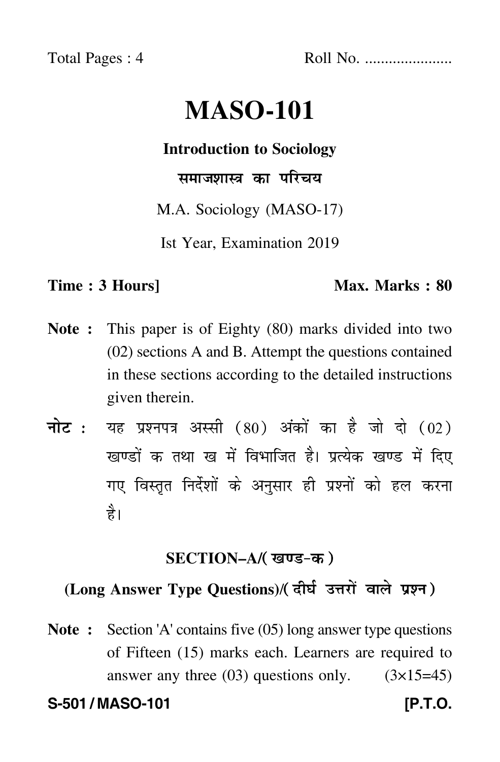Total Pages : 4 Roll No. .....................

# MASO-101

**Introduction to Sociology**

**समाजशास्त्र का परिचय**

M.A. Sociology (MASO-17)

Ist Year, Examination 2019

**Time : 3 Hours]** **Max. Marks : 80**

**Note :** This paper is of Eighty (80) marks divided into two (02) sections A and B. Attempt the questions contained in these sections according to the detailed instructions given therein.

**नोट :** यह प्रश्नपत्र अस्सी (80) अंकों का है जो दो (02) खण्डों क तथा ख में विभाजित है। प्रत्येक खण्ड में दिए गए विस्तृत निर्देशों के अनुसार ही प्रश्नों को हल करना है।

## SECTION–A/(खण्ड-क)

### (Long Answer Type Questions)/(दीर्घ उत्तरों वाले प्रश्न)

**Note :** Section 'A' contains five (05) long answer type questions of Fifteen (15) marks each. Learners are required to answer any three (03) questions only. (3×15=45)

**S-501 / MASO-101** **[P.T.O.**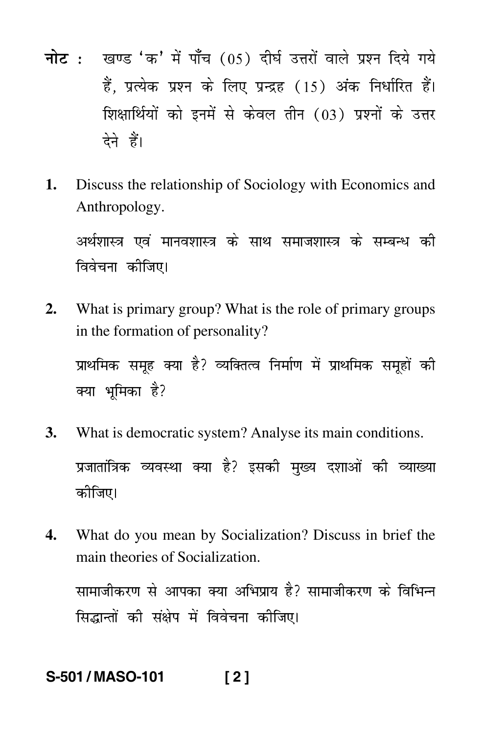**नोट :** खण्ड 'क' में पाँच (05) दीर्घ उत्तरों वाले प्रश्न दिये गये हैं, प्रत्येक प्रश्न के लिए प्रन्द्रह (15) अंक निर्धारित हैं। शिक्षार्थियों को इनमें से केवल तीन (03) प्रश्नों के उत्तर देने हैं।

**1.** Discuss the relationship of Sociology with Economics and Anthropology.

अर्थशास्त्र एवं मानवशास्त्र के साथ समाजशास्त्र के सम्बन्ध की विवेचना कीजिए।

**2.** What is primary group? What is the role of primary groups in the formation of personality?

प्राथमिक समूह क्या है? व्यक्तित्व निर्माण में प्राथमिक समूहों की क्या भूमिका है?

**3.** What is democratic system? Analyse its main conditions.

प्रजातांत्रिक व्यवस्था क्या है? इसकी मुख्य दशाओं की व्याख्या कीजिए।

**4.** What do you mean by Socialization? Discuss in brief the main theories of Socialization.

सामाजीकरण से आपका क्या अभिप्राय है? सामाजीकरण के विभिन्न सिद्धान्तों की संक्षेप में विवेचना कीजिए।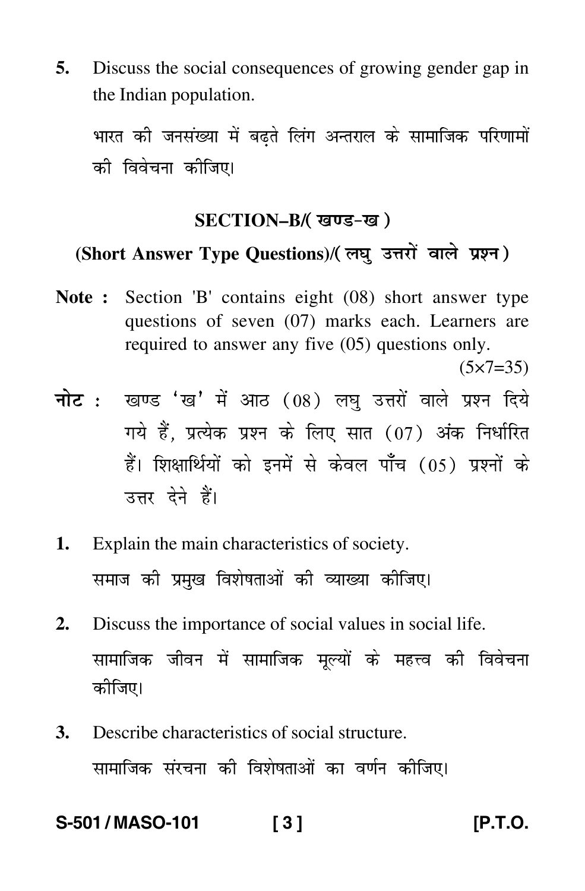5. Discuss the social consequences of growing gender gap in the Indian population.

   भारत की जनसंख्या में बढ़ते लिंग अन्तराल के सामाजिक परिणामों की विवेचना कीजिए।

## SECTION–B/( खण्ड-ख )

### (Short Answer Type Questions)/( लघु उत्तरों वाले प्रश्न )

**Note :** Section 'B' contains eight (08) short answer type questions of seven (07) marks each. Learners are required to answer any five (05) questions only. (5×7=35)

**नोट :** खण्ड 'ख' में आठ (08) लघु उत्तरों वाले प्रश्न दिये गये हैं, प्रत्येक प्रश्न के लिए सात (07) अंक निर्धारित हैं। शिक्षार्थियों को इनमें से केवल पाँच (05) प्रश्नों के उत्तर देने हैं।

1. Explain the main characteristics of society.

   समाज की प्रमुख विशेषताओं की व्याख्या कीजिए।

2. Discuss the importance of social values in social life.

   सामाजिक जीवन में सामाजिक मूल्यों के महत्त्व की विवेचना कीजिए।

3. Describe characteristics of social structure.

   सामाजिक संरचना की विशेषताओं का वर्णन कीजिए।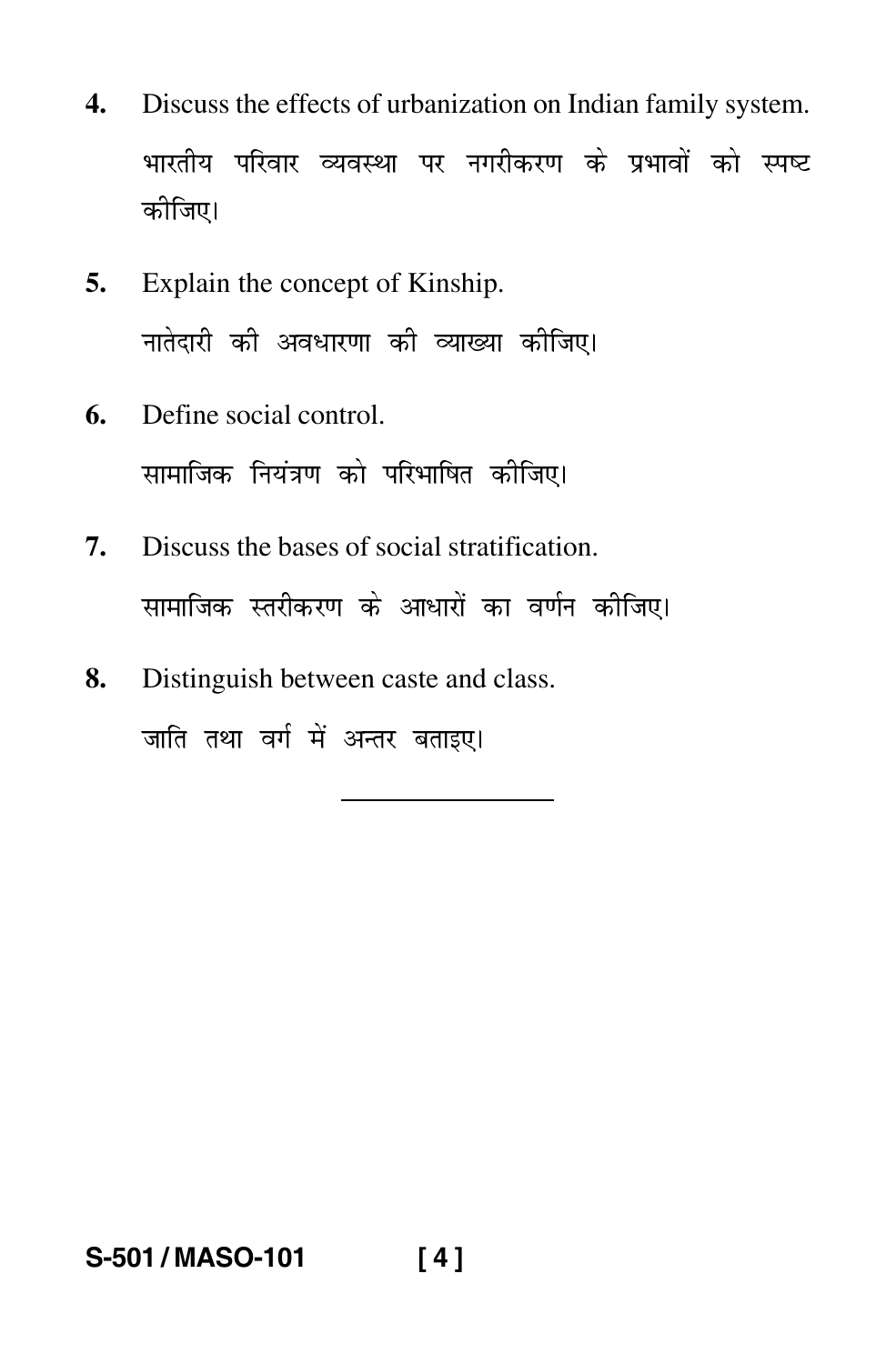**4.** Discuss the effects of urbanization on Indian family system.

भारतीय परिवार व्यवस्था पर नगरीकरण के प्रभावों को स्पष्ट कीजिए।

**5.** Explain the concept of Kinship.

नातेदारी की अवधारणा की व्याख्या कीजिए।

**6.** Define social control.

सामाजिक नियंत्रण को परिभाषित कीजिए।

**7.** Discuss the bases of social stratification.

सामाजिक स्तरीकरण के आधारों का वर्णन कीजिए।

**8.** Distinguish between caste and class.

जाति तथा वर्ग में अन्तर बताइए।

---